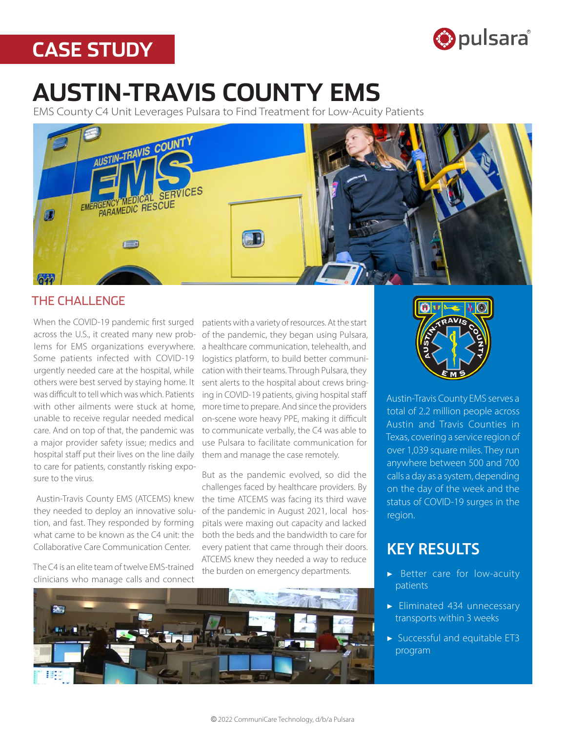CASE STUDY

# AUSTIN-TRAVIS COUNTY EMS

EMS County C4 Unit Leverages Pulsara to Find Treatment for Low-Acuity Patients

## THE CHALLENGE

When the COVID-19 pandemic first surged across the U.S., it created many new problems for EMS organizations everywhere. Some patients infected with COVID-19 urgently needed care at the hospital, while others were best served by staying home. It was difficult to tell which was which. Patients with other ailments were stuck at home, unable to receive regular needed medical care. And on top of that, the pandemic was a major provider safety issue; medics and hospital staff put their lives on the line daily to care for patients, constantly risking exposure to the virus.

Austin-Travis County EMS (ATCEMS) knew they needed to deploy an innovative solution, and fast. They responded by forming what came to be known as the C4 unit: the Collaborative Care Communication Center.

The C4 is an elite team of twelve EMS-trained clinicians who manage calls and connect patients with a variety of resources. At the start of the pandemic, they began using Pulsara, a healthcare communication, telehealth, and logistics platform, to build better communication with their teams. Through Pulsara, they sent alerts to the hospital about crews bringing in COVID-19 patients, giving hospital staff more time to prepare. And since the providers on-scene wore heavy PPE, making it difficult to communicate verbally, the C4 was able to use Pulsara to facilitate communication for them and manage the case remotely.

But as the pandemic evolved, so did the challenges faced by healthcare providers. By the time ATCEMS was facing its third wave of the pandemic in August 2021, local hospitals were maxing out capacity and lacked both the beds and the bandwidth to care for every patient that came through their doors. ATCEMS knew they needed a way to reduce the burden on emergency departments.

Austin-Travis County EMS serves a total of 2.2 million people across Austin and Travis Counties in Texas, covering a service region of over 1,039 square miles. They run anywhere between 500 and 700 calls a day as a system, depending on the day of the week and the status of COVID-19 surges in the region.

## KEY RESULTS

- Better care for low-acuity patients
- Eliminated 434 unnecessary transports within 3 weeks
- Successful and equitable ET3 program

© 2022 CommuniCare Technology, d/b/a Pulsara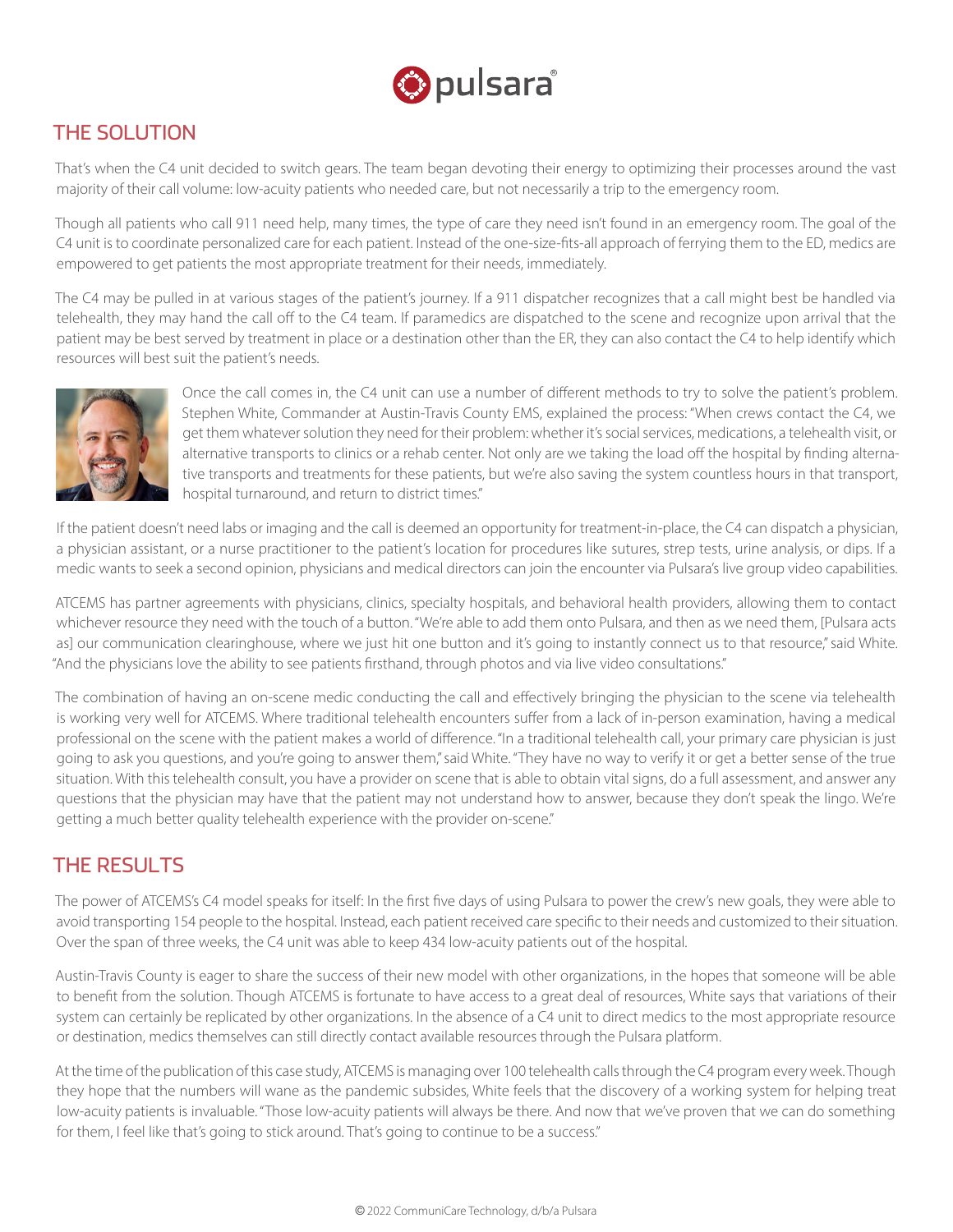## THE SOLUTION

That's when the C4 unit decided to switch gears. The team began devoting their energy to optimizing their processes around the vast majority of their call volume: low-acuity patients who needed care, but not necessarily a trip to the emergency room.

Though all patients who call 911 need help, many times, the type of care they need isn't found in an emergency room. The goal of the C4 unit is to coordinate personalized care for each patient. Instead of the one-size-fits-all approach of ferrying them to the ED, medics are empowered to get patients the most appropriate treatment for their needs, immediately.

The C4 may be pulled in at various stages of the patient's journey. If a 911 dispatcher recognizes that a call might best be handled via telehealth, they may hand the call off to the C4 team. If paramedics are dispatched to the scene and recognize upon arrival that the patient may be best served by treatment in place or a destination other than the ER, they can also contact the C4 to help identify which resources will best suit the patient's needs.

Once the call comes in, the C4 unit can use a number of different methods to try to solve the patient's problem. Stephen White, Commander at Austin-Travis County EMS, explained the process: "When crews contact the C4, we get them whatever solution they need for their problem: whether it's social services, medications, a telehealth visit, or alternative transports to clinics or a rehab center. Not only are we taking the load off the hospital by finding alternative transports and treatments for these patients, but we're also saving the system countless hours in that transport, hospital turnaround, and return to district times."

If the patient doesn't need labs or imaging and the call is deemed an opportunity for treatment-in-place, the C4 can dispatch a physician, a physician assistant, or a nurse practitioner to the patient's location for procedures like sutures, strep tests, urine analysis, or dips. If a medic wants to seek a second opinion, physicians and medical directors can join the encounter via Pulsara's live group video capabilities.

ATCEMS has partner agreements with physicians, clinics, specialty hospitals, and behavioral health providers, allowing them to contact whichever resource they need with the touch of a button. "We're able to add them onto Pulsara, and then as we need them, [Pulsara acts as] our communication clearinghouse, where we just hit one button and it's going to instantly connect us to that resource," said White. "And the physicians love the ability to see patients firsthand, through photos and via live video consultations."

The combination of having an on-scene medic conducting the call and effectively bringing the physician to the scene via telehealth is working very well for ATCEMS. Where traditional telehealth encounters suffer from a lack of in-person examination, having a medical professional on the scene with the patient makes a world of difference. "In a traditional telehealth call, your primary care physician is just going to ask you questions, and you're going to answer them," said White. "They have no way to verify it or get a better sense of the true situation. With this telehealth consult, you have a provider on scene that is able to obtain vital signs, do a full assessment, and answer any questions that the physician may have that the patient may not understand how to answer, because they don't speak the lingo. We're getting a much better quality telehealth experience with the provider on-scene."

## THE RESULTS

The power of ATCEMS's C4 model speaks for itself: In the first five days of using Pulsara to power the crew's new goals, they were able to avoid transporting 154 people to the hospital. Instead, each patient received care specific to their needs and customized to their situation. Over the span of three weeks, the C4 unit was able to keep 434 low-acuity patients out of the hospital.

Austin-Travis County is eager to share the success of their new model with other organizations, in the hopes that someone will be able to benefit from the solution. Though ATCEMS is fortunate to have access to a great deal of resources, White says that variations of their system can certainly be replicated by other organizations. In the absence of a C4 unit to direct medics to the most appropriate resource or destination, medics themselves can still directly contact available resources through the Pulsara platform.

At the time of the publication of this case study, ATCEMS is managing over 100 telehealth calls through the C4 program every week. Though they hope that the numbers will wane as the pandemic subsides, White feels that the discovery of a working system for helping treat low-acuity patients is invaluable. "Those low-acuity patients will always be there. And now that we've proven that we can do something for them, I feel like that's going to stick around. That's going to continue to be a success."

© 2022 CommuniCare Technology, d/b/a Pulsara